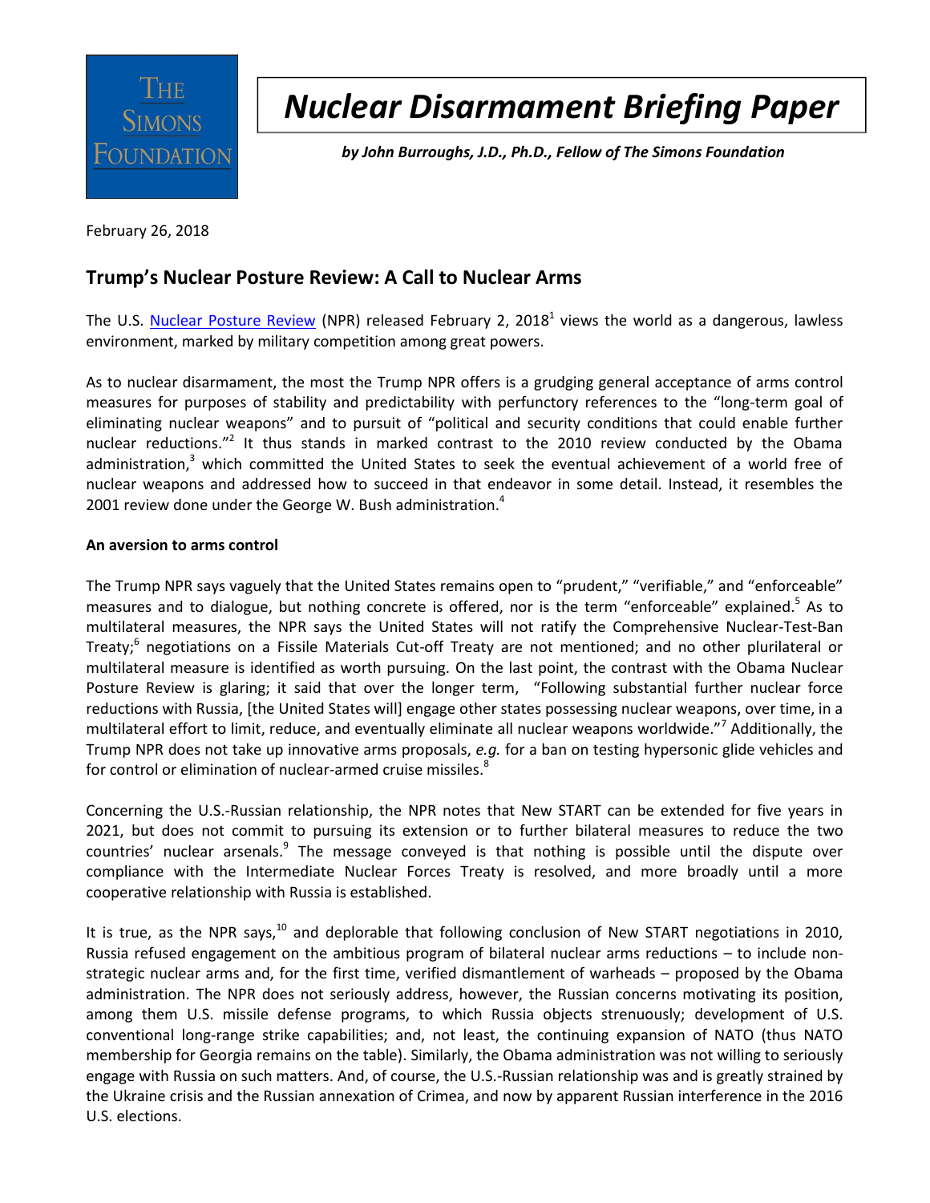The Simons Foundation

# Nuclear Disarmament Briefing Paper

***by John Burroughs, J.D., Ph.D., Fellow of The Simons Foundation***

February 26, 2018

## Trump's Nuclear Posture Review: A Call to Nuclear Arms

The U.S. Nuclear Posture Review (NPR) released February 2, 2018[1] views the world as a dangerous, lawless environment, marked by military competition among great powers.

As to nuclear disarmament, the most the Trump NPR offers is a grudging general acceptance of arms control measures for purposes of stability and predictability with perfunctory references to the "long-term goal of eliminating nuclear weapons" and to pursuit of "political and security conditions that could enable further nuclear reductions."[2] It thus stands in marked contrast to the 2010 review conducted by the Obama administration,[3] which committed the United States to seek the eventual achievement of a world free of nuclear weapons and addressed how to succeed in that endeavor in some detail. Instead, it resembles the 2001 review done under the George W. Bush administration.[4]

**An aversion to arms control**

The Trump NPR says vaguely that the United States remains open to "prudent," "verifiable," and "enforceable" measures and to dialogue, but nothing concrete is offered, nor is the term "enforceable" explained.[5] As to multilateral measures, the NPR says the United States will not ratify the Comprehensive Nuclear-Test-Ban Treaty;[6] negotiations on a Fissile Materials Cut-off Treaty are not mentioned; and no other plurilateral or multilateral measure is identified as worth pursuing. On the last point, the contrast with the Obama Nuclear Posture Review is glaring; it said that over the longer term, "Following substantial further nuclear force reductions with Russia, [the United States will] engage other states possessing nuclear weapons, over time, in a multilateral effort to limit, reduce, and eventually eliminate all nuclear weapons worldwide."[7] Additionally, the Trump NPR does not take up innovative arms proposals, *e.g.* for a ban on testing hypersonic glide vehicles and for control or elimination of nuclear-armed cruise missiles.[8]

Concerning the U.S.-Russian relationship, the NPR notes that New START can be extended for five years in 2021, but does not commit to pursuing its extension or to further bilateral measures to reduce the two countries' nuclear arsenals.[9] The message conveyed is that nothing is possible until the dispute over compliance with the Intermediate Nuclear Forces Treaty is resolved, and more broadly until a more cooperative relationship with Russia is established.

It is true, as the NPR says,[10] and deplorable that following conclusion of New START negotiations in 2010, Russia refused engagement on the ambitious program of bilateral nuclear arms reductions – to include non-strategic nuclear arms and, for the first time, verified dismantlement of warheads – proposed by the Obama administration. The NPR does not seriously address, however, the Russian concerns motivating its position, among them U.S. missile defense programs, to which Russia objects strenuously; development of U.S. conventional long-range strike capabilities; and, not least, the continuing expansion of NATO (thus NATO membership for Georgia remains on the table). Similarly, the Obama administration was not willing to seriously engage with Russia on such matters. And, of course, the U.S.-Russian relationship was and is greatly strained by the Ukraine crisis and the Russian annexation of Crimea, and now by apparent Russian interference in the 2016 U.S. elections.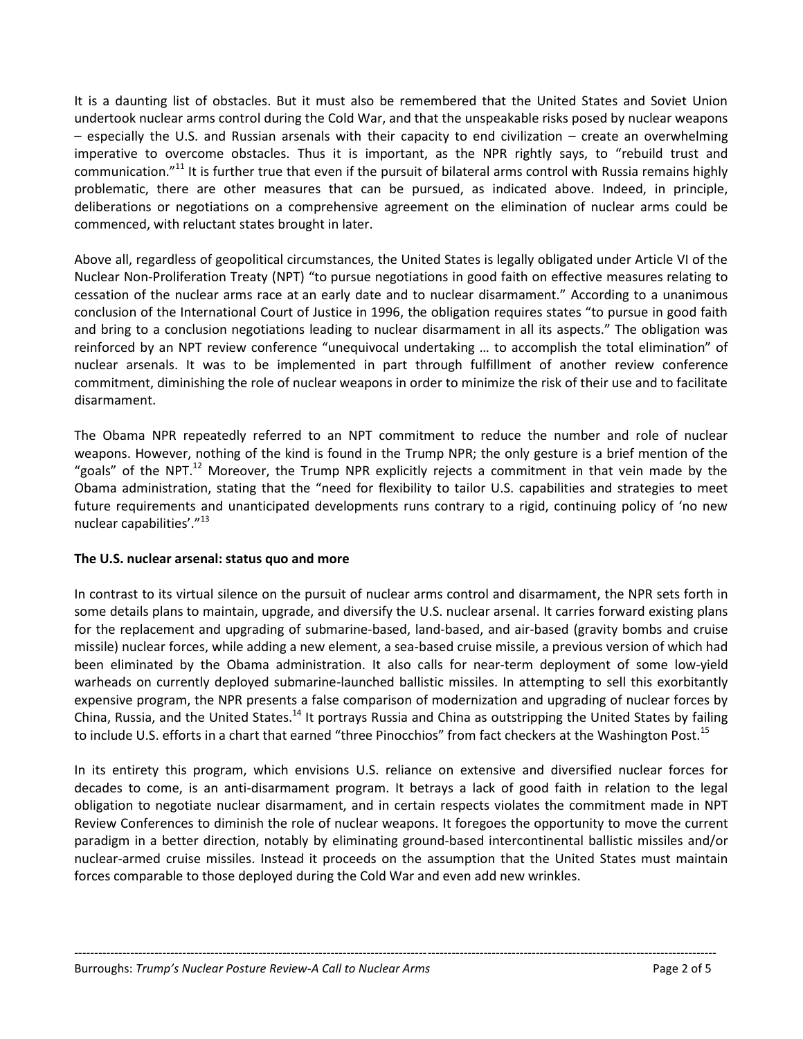It is a daunting list of obstacles. But it must also be remembered that the United States and Soviet Union undertook nuclear arms control during the Cold War, and that the unspeakable risks posed by nuclear weapons – especially the U.S. and Russian arsenals with their capacity to end civilization – create an overwhelming imperative to overcome obstacles. Thus it is important, as the NPR rightly says, to "rebuild trust and communication."[11] It is further true that even if the pursuit of bilateral arms control with Russia remains highly problematic, there are other measures that can be pursued, as indicated above. Indeed, in principle, deliberations or negotiations on a comprehensive agreement on the elimination of nuclear arms could be commenced, with reluctant states brought in later.

Above all, regardless of geopolitical circumstances, the United States is legally obligated under Article VI of the Nuclear Non-Proliferation Treaty (NPT) "to pursue negotiations in good faith on effective measures relating to cessation of the nuclear arms race at an early date and to nuclear disarmament." According to a unanimous conclusion of the International Court of Justice in 1996, the obligation requires states "to pursue in good faith and bring to a conclusion negotiations leading to nuclear disarmament in all its aspects." The obligation was reinforced by an NPT review conference "unequivocal undertaking … to accomplish the total elimination" of nuclear arsenals. It was to be implemented in part through fulfillment of another review conference commitment, diminishing the role of nuclear weapons in order to minimize the risk of their use and to facilitate disarmament.

The Obama NPR repeatedly referred to an NPT commitment to reduce the number and role of nuclear weapons. However, nothing of the kind is found in the Trump NPR; the only gesture is a brief mention of the "goals" of the NPT.[12] Moreover, the Trump NPR explicitly rejects a commitment in that vein made by the Obama administration, stating that the "need for flexibility to tailor U.S. capabilities and strategies to meet future requirements and unanticipated developments runs contrary to a rigid, continuing policy of 'no new nuclear capabilities'."[13]

**The U.S. nuclear arsenal: status quo and more**

In contrast to its virtual silence on the pursuit of nuclear arms control and disarmament, the NPR sets forth in some details plans to maintain, upgrade, and diversify the U.S. nuclear arsenal. It carries forward existing plans for the replacement and upgrading of submarine-based, land-based, and air-based (gravity bombs and cruise missile) nuclear forces, while adding a new element, a sea-based cruise missile, a previous version of which had been eliminated by the Obama administration. It also calls for near-term deployment of some low-yield warheads on currently deployed submarine-launched ballistic missiles. In attempting to sell this exorbitantly expensive program, the NPR presents a false comparison of modernization and upgrading of nuclear forces by China, Russia, and the United States.[14] It portrays Russia and China as outstripping the United States by failing to include U.S. efforts in a chart that earned "three Pinocchios" from fact checkers at the Washington Post.[15]

In its entirety this program, which envisions U.S. reliance on extensive and diversified nuclear forces for decades to come, is an anti-disarmament program. It betrays a lack of good faith in relation to the legal obligation to negotiate nuclear disarmament, and in certain respects violates the commitment made in NPT Review Conferences to diminish the role of nuclear weapons. It foregoes the opportunity to move the current paradigm in a better direction, notably by eliminating ground-based intercontinental ballistic missiles and/or nuclear-armed cruise missiles. Instead it proceeds on the assumption that the United States must maintain forces comparable to those deployed during the Cold War and even add new wrinkles.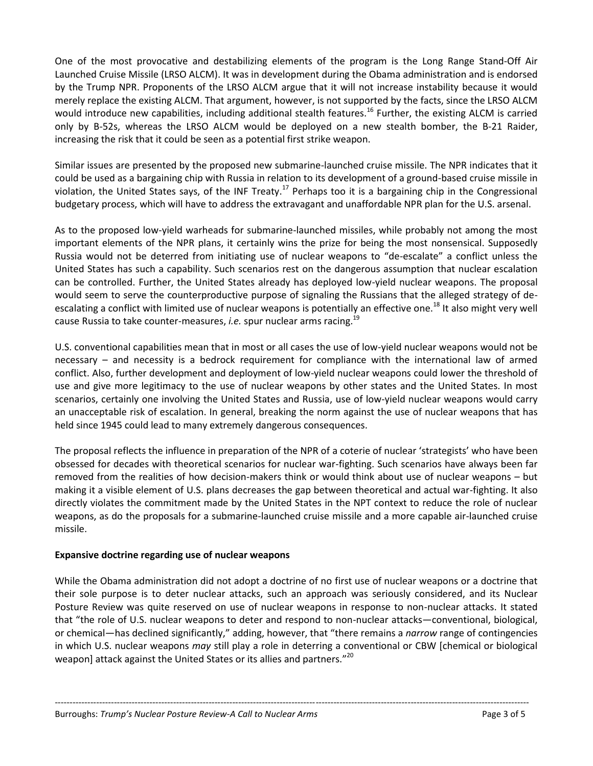One of the most provocative and destabilizing elements of the program is the Long Range Stand-Off Air Launched Cruise Missile (LRSO ALCM). It was in development during the Obama administration and is endorsed by the Trump NPR. Proponents of the LRSO ALCM argue that it will not increase instability because it would merely replace the existing ALCM. That argument, however, is not supported by the facts, since the LRSO ALCM would introduce new capabilities, including additional stealth features.[16] Further, the existing ALCM is carried only by B-52s, whereas the LRSO ALCM would be deployed on a new stealth bomber, the B-21 Raider, increasing the risk that it could be seen as a potential first strike weapon.

Similar issues are presented by the proposed new submarine-launched cruise missile. The NPR indicates that it could be used as a bargaining chip with Russia in relation to its development of a ground-based cruise missile in violation, the United States says, of the INF Treaty.[17] Perhaps too it is a bargaining chip in the Congressional budgetary process, which will have to address the extravagant and unaffordable NPR plan for the U.S. arsenal.

As to the proposed low-yield warheads for submarine-launched missiles, while probably not among the most important elements of the NPR plans, it certainly wins the prize for being the most nonsensical. Supposedly Russia would not be deterred from initiating use of nuclear weapons to "de-escalate" a conflict unless the United States has such a capability. Such scenarios rest on the dangerous assumption that nuclear escalation can be controlled. Further, the United States already has deployed low-yield nuclear weapons. The proposal would seem to serve the counterproductive purpose of signaling the Russians that the alleged strategy of de-escalating a conflict with limited use of nuclear weapons is potentially an effective one.[18] It also might very well cause Russia to take counter-measures, *i.e.* spur nuclear arms racing.[19]

U.S. conventional capabilities mean that in most or all cases the use of low-yield nuclear weapons would not be necessary – and necessity is a bedrock requirement for compliance with the international law of armed conflict. Also, further development and deployment of low-yield nuclear weapons could lower the threshold of use and give more legitimacy to the use of nuclear weapons by other states and the United States. In most scenarios, certainly one involving the United States and Russia, use of low-yield nuclear weapons would carry an unacceptable risk of escalation. In general, breaking the norm against the use of nuclear weapons that has held since 1945 could lead to many extremely dangerous consequences.

The proposal reflects the influence in preparation of the NPR of a coterie of nuclear 'strategists' who have been obsessed for decades with theoretical scenarios for nuclear war-fighting. Such scenarios have always been far removed from the realities of how decision-makers think or would think about use of nuclear weapons – but making it a visible element of U.S. plans decreases the gap between theoretical and actual war-fighting. It also directly violates the commitment made by the United States in the NPT context to reduce the role of nuclear weapons, as do the proposals for a submarine-launched cruise missile and a more capable air-launched cruise missile.

**Expansive doctrine regarding use of nuclear weapons**

While the Obama administration did not adopt a doctrine of no first use of nuclear weapons or a doctrine that their sole purpose is to deter nuclear attacks, such an approach was seriously considered, and its Nuclear Posture Review was quite reserved on use of nuclear weapons in response to non-nuclear attacks. It stated that "the role of U.S. nuclear weapons to deter and respond to non-nuclear attacks—conventional, biological, or chemical—has declined significantly," adding, however, that "there remains a *narrow* range of contingencies in which U.S. nuclear weapons *may* still play a role in deterring a conventional or CBW [chemical or biological weapon] attack against the United States or its allies and partners."[20]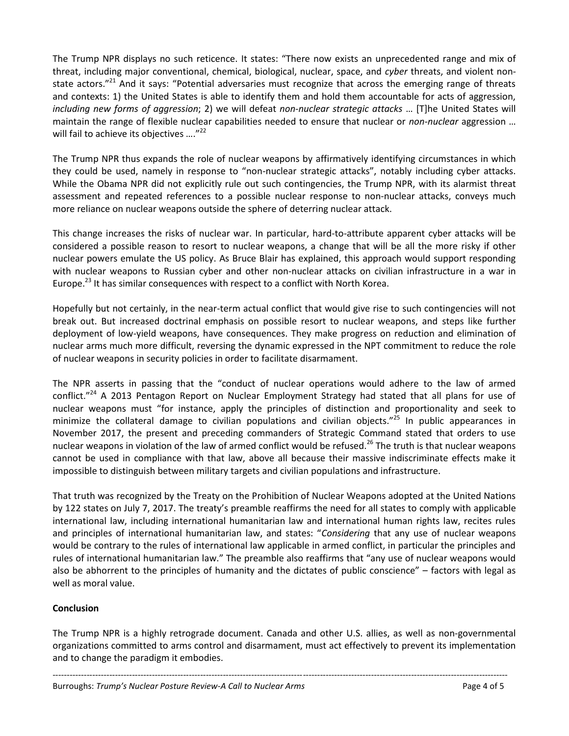The Trump NPR displays no such reticence. It states: "There now exists an unprecedented range and mix of threat, including major conventional, chemical, biological, nuclear, space, and *cyber* threats, and violent non-state actors."[21] And it says: "Potential adversaries must recognize that across the emerging range of threats and contexts: 1) the United States is able to identify them and hold them accountable for acts of aggression, *including new forms of aggression*; 2) we will defeat *non-nuclear strategic attacks* … [T]he United States will maintain the range of flexible nuclear capabilities needed to ensure that nuclear or *non-nuclear* aggression … will fail to achieve its objectives …."[22]

The Trump NPR thus expands the role of nuclear weapons by affirmatively identifying circumstances in which they could be used, namely in response to "non-nuclear strategic attacks", notably including cyber attacks. While the Obama NPR did not explicitly rule out such contingencies, the Trump NPR, with its alarmist threat assessment and repeated references to a possible nuclear response to non-nuclear attacks, conveys much more reliance on nuclear weapons outside the sphere of deterring nuclear attack.

This change increases the risks of nuclear war. In particular, hard-to-attribute apparent cyber attacks will be considered a possible reason to resort to nuclear weapons, a change that will be all the more risky if other nuclear powers emulate the US policy. As Bruce Blair has explained, this approach would support responding with nuclear weapons to Russian cyber and other non-nuclear attacks on civilian infrastructure in a war in Europe.[23] It has similar consequences with respect to a conflict with North Korea.

Hopefully but not certainly, in the near-term actual conflict that would give rise to such contingencies will not break out. But increased doctrinal emphasis on possible resort to nuclear weapons, and steps like further deployment of low-yield weapons, have consequences. They make progress on reduction and elimination of nuclear arms much more difficult, reversing the dynamic expressed in the NPT commitment to reduce the role of nuclear weapons in security policies in order to facilitate disarmament.

The NPR asserts in passing that the "conduct of nuclear operations would adhere to the law of armed conflict."[24] A 2013 Pentagon Report on Nuclear Employment Strategy had stated that all plans for use of nuclear weapons must "for instance, apply the principles of distinction and proportionality and seek to minimize the collateral damage to civilian populations and civilian objects."[25] In public appearances in November 2017, the present and preceding commanders of Strategic Command stated that orders to use nuclear weapons in violation of the law of armed conflict would be refused.[26] The truth is that nuclear weapons cannot be used in compliance with that law, above all because their massive indiscriminate effects make it impossible to distinguish between military targets and civilian populations and infrastructure.

That truth was recognized by the Treaty on the Prohibition of Nuclear Weapons adopted at the United Nations by 122 states on July 7, 2017. The treaty's preamble reaffirms the need for all states to comply with applicable international law, including international humanitarian law and international human rights law, recites rules and principles of international humanitarian law, and states: "*Considering* that any use of nuclear weapons would be contrary to the rules of international law applicable in armed conflict, in particular the principles and rules of international humanitarian law." The preamble also reaffirms that "any use of nuclear weapons would also be abhorrent to the principles of humanity and the dictates of public conscience" – factors with legal as well as moral value.

**Conclusion**

The Trump NPR is a highly retrograde document. Canada and other U.S. allies, as well as non-governmental organizations committed to arms control and disarmament, must act effectively to prevent its implementation and to change the paradigm it embodies.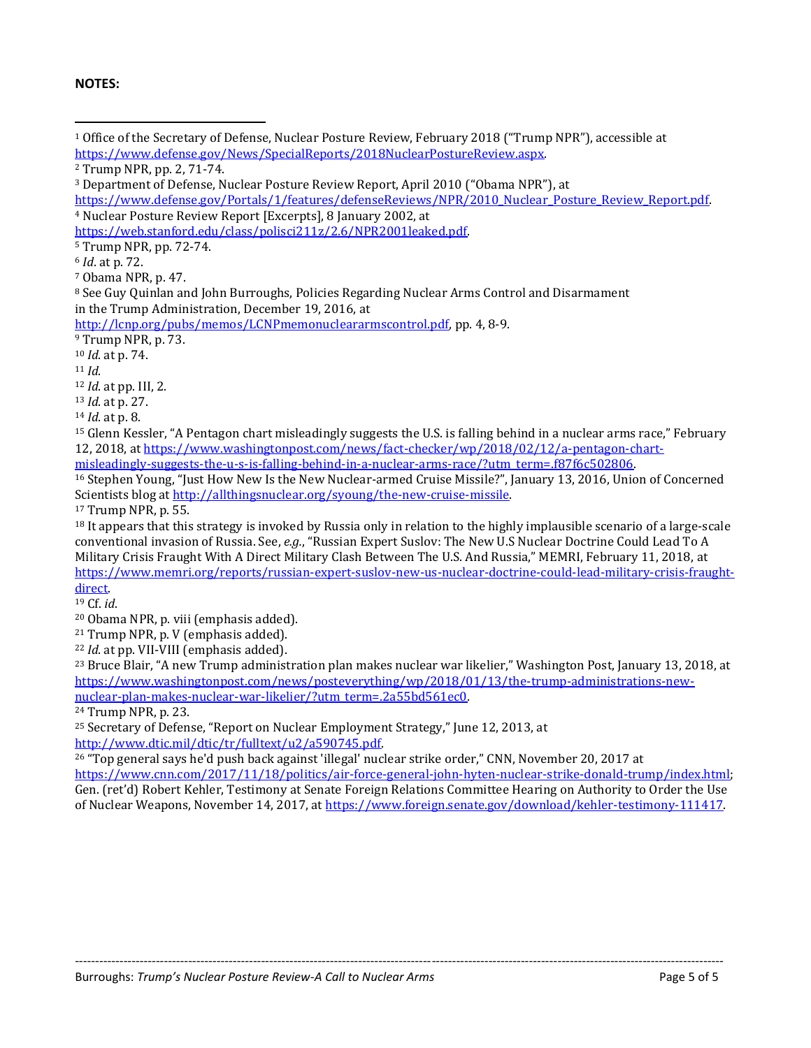**NOTES:**

[1] Office of the Secretary of Defense, Nuclear Posture Review, February 2018 ("Trump NPR"), accessible at https://www.defense.gov/News/SpecialReports/2018NuclearPostureReview.aspx.

[2] Trump NPR, pp. 2, 71-74.

[3] Department of Defense, Nuclear Posture Review Report, April 2010 ("Obama NPR"), at https://www.defense.gov/Portals/1/features/defenseReviews/NPR/2010_Nuclear_Posture_Review_Report.pdf.

[4] Nuclear Posture Review Report [Excerpts], 8 January 2002, at https://web.stanford.edu/class/polisci211z/2.6/NPR2001leaked.pdf.

[5] Trump NPR, pp. 72-74.

[6] *Id*. at p. 72.

[7] Obama NPR, p. 47.

[8] See Guy Quinlan and John Burroughs, Policies Regarding Nuclear Arms Control and Disarmament in the Trump Administration, December 19, 2016, at http://lcnp.org/pubs/memos/LCNPmemonucleararmscontrol.pdf, pp. 4, 8-9.

[9] Trump NPR, p. 73.

[10] *Id*. at p. 74.

[11] *Id*.

[12] *Id*. at pp. III, 2.

[13] *Id*. at p. 27.

[14] *Id*. at p. 8.

[15] Glenn Kessler, "A Pentagon chart misleadingly suggests the U.S. is falling behind in a nuclear arms race," February 12, 2018, at https://www.washingtonpost.com/news/fact-checker/wp/2018/02/12/a-pentagon-chart-misleadingly-suggests-the-u-s-is-falling-behind-in-a-nuclear-arms-race/?utm_term=.f87f6c502806.

[16] Stephen Young, "Just How New Is the New Nuclear-armed Cruise Missile?", January 13, 2016, Union of Concerned Scientists blog at http://allthingsnuclear.org/syoung/the-new-cruise-missile.

[17] Trump NPR, p. 55.

[18] It appears that this strategy is invoked by Russia only in relation to the highly implausible scenario of a large-scale conventional invasion of Russia. See, *e.g.*, "Russian Expert Suslov: The New U.S Nuclear Doctrine Could Lead To A Military Crisis Fraught With A Direct Military Clash Between The U.S. And Russia," MEMRI, February 11, 2018, at https://www.memri.org/reports/russian-expert-suslov-new-us-nuclear-doctrine-could-lead-military-crisis-fraught-direct.

[19] Cf. *id*.

[20] Obama NPR, p. viii (emphasis added).

[21] Trump NPR, p. V (emphasis added).

[22] *Id*. at pp. VII-VIII (emphasis added).

[23] Bruce Blair, "A new Trump administration plan makes nuclear war likelier," Washington Post, January 13, 2018, at https://www.washingtonpost.com/news/posteverything/wp/2018/01/13/the-trump-administrations-new-nuclear-plan-makes-nuclear-war-likelier/?utm_term=.2a55bd561ec0.

[24] Trump NPR, p. 23.

[25] Secretary of Defense, "Report on Nuclear Employment Strategy," June 12, 2013, at http://www.dtic.mil/dtic/tr/fulltext/u2/a590745.pdf.

[26] "Top general says he'd push back against 'illegal' nuclear strike order," CNN, November 20, 2017 at https://www.cnn.com/2017/11/18/politics/air-force-general-john-hyten-nuclear-strike-donald-trump/index.html; Gen. (ret'd) Robert Kehler, Testimony at Senate Foreign Relations Committee Hearing on Authority to Order the Use of Nuclear Weapons, November 14, 2017, at https://www.foreign.senate.gov/download/kehler-testimony-111417.